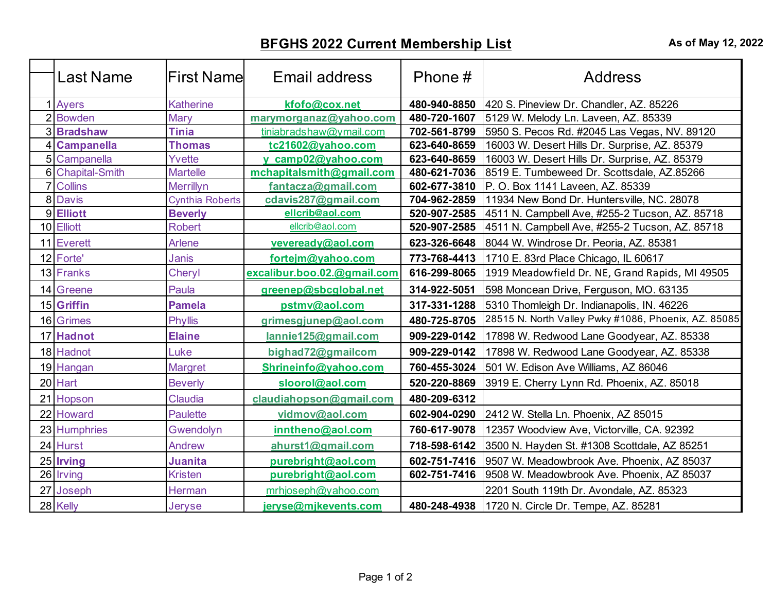## BFGHS 2022 Current Membership List

**As of May 12, 2022**

| | Last Name | First Name | Email address | Phone # | Address |
|---|---|---|---|---|---|
| 1 | Ayers | Katherine | kfofo@cox.net | 480-940-8850 | 420 S. Pineview Dr. Chandler, AZ. 85226 |
| 2 | Bowden | Mary | marymorganaz@yahoo.com | 480-720-1607 | 5129 W. Melody Ln. Laveen, AZ. 85339 |
| 3 | **Bradshaw** | **Tinia** | tiniabradshaw@ymail.com | 702-561-8799 | 5950 S. Pecos Rd. #2045 Las Vegas, NV. 89120 |
| 4 | **Campanella** | **Thomas** | tc21602@yahoo.com | 623-640-8659 | 16003 W. Desert Hills Dr. Surprise, AZ. 85379 |
| 5 | Campanella | Yvette | y_camp02@yahoo.com | 623-640-8659 | 16003 W. Desert Hills Dr. Surprise, AZ. 85379 |
| 6 | Chapital-Smith | Martelle | mchapitalsmith@gmail.com | 480-621-7036 | 8519 E. Tumbeweed Dr. Scottsdale, AZ.85266 |
| 7 | Collins | Merrillyn | fantacza@gmail.com | 602-677-3810 | P. O. Box 1141 Laveen, AZ. 85339 |
| 8 | Davis | Cynthia Roberts | cdavis287@gmail.com | 704-962-2859 | 11934 New Bond Dr. Huntersville, NC. 28078 |
| 9 | **Elliott** | **Beverly** | ellcrib@aol.com | 520-907-2585 | 4511 N. Campbell Ave, #255-2 Tucson, AZ. 85718 |
| 10 | Elliott | Robert | ellcrib@aol.com | 520-907-2585 | 4511 N. Campbell Ave, #255-2 Tucson, AZ. 85718 |
| 11 | Everett | Arlene | vevereadу@aol.com | 623-326-6648 | 8044 W. Windrose Dr. Peoria, AZ. 85381 |
| 12 | Forte' | Janis | fortejm@yahoo.com | 773-768-4413 | 1710 E. 83rd Place Chicago, IL 60617 |
| 13 | Franks | Cheryl | excalibur.boo.02.@gmail.com | 616-299-8065 | 1919 Meadowfield Dr. NE, Grand Rapids, MI 49505 |
| 14 | Greene | Paula | greenep@sbcglobal.net | 314-922-5051 | 598 Moncean Drive, Ferguson, MO. 63135 |
| 15 | **Griffin** | **Pamela** | pstmv@aol.com | 317-331-1288 | 5310 Thomleigh Dr. Indianapolis, IN. 46226 |
| 16 | Grimes | Phyllis | grimesgjunep@aol.com | 480-725-8705 | 28515 N. North Valley Pwky #1086, Phoenix, AZ. 85085 |
| 17 | **Hadnot** | **Elaine** | lannie125@gmail.com | 909-229-0142 | 17898 W. Redwood Lane Goodyear, AZ. 85338 |
| 18 | Hadnot | Luke | bighad72@gmailcom | 909-229-0142 | 17898 W. Redwood Lane Goodyear, AZ. 85338 |
| 19 | Hangan | Margret | Shrineinfo@yahoo.com | 760-455-3024 | 501 W. Edison Ave Williams, AZ 86046 |
| 20 | Hart | Beverly | sloorol@aol.com | 520-220-8869 | 3919 E. Cherry Lynn Rd. Phoenix, AZ. 85018 |
| 21 | Hopson | Claudia | claudiahopson@gmail.com | 480-209-6312 | |
| 22 | Howard | Paulette | vidmov@aol.com | 602-904-0290 | 2412 W. Stella Ln. Phoenix, AZ 85015 |
| 23 | Humphries | Gwendolyn | inntheno@aol.com | 760-617-9078 | 12357 Woodview Ave, Victorville, CA. 92392 |
| 24 | Hurst | Andrew | ahurst1@gmail.com | 718-598-6142 | 3500 N. Hayden St. #1308 Scottdale, AZ 85251 |
| 25 | **Irving** | **Juanita** | purebright@aol.com | 602-751-7416 | 9507 W. Meadowbrook Ave. Phoenix, AZ 85037 |
| 26 | Irving | Kristen | purebright@aol.com | 602-751-7416 | 9508 W. Meadowbrook Ave. Phoenix, AZ 85037 |
| 27 | Joseph | Herman | mrhjoseph@yahoo.com | | 2201 South 119th Dr. Avondale, AZ. 85323 |
| 28 | Kelly | Jeryse | jeryse@mjkevents.com | 480-248-4938 | 1720 N. Circle Dr. Tempe, AZ. 85281 |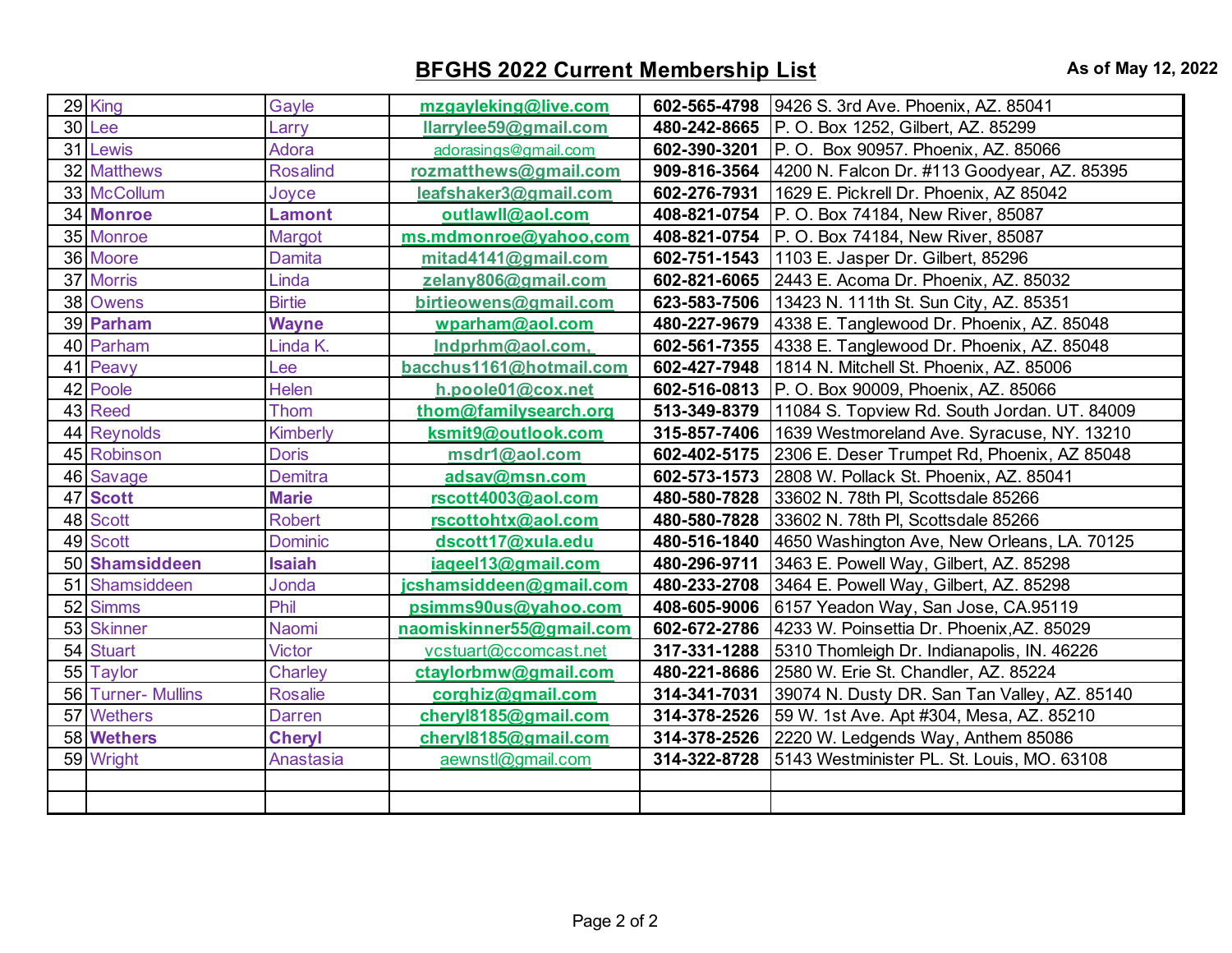## BFGHS 2022 Current Membership List

As of May 12, 2022

| | | | | | |
|---|---|---|---|---|---|
| 29 | King | Gayle | mzgayleking@live.com | 602-565-4798 | 9426 S. 3rd Ave. Phoenix, AZ. 85041 |
| 30 | Lee | Larry | llarrylee59@gmail.com | 480-242-8665 | P. O. Box 1252, Gilbert, AZ. 85299 |
| 31 | Lewis | Adora | adorasings@gmail.com | 602-390-3201 | P. O. Box 90957. Phoenix, AZ. 85066 |
| 32 | Matthews | Rosalind | rozmatthews@gmail.com | 909-816-3564 | 4200 N. Falcon Dr. #113 Goodyear, AZ. 85395 |
| 33 | McCollum | Joyce | leafshaker3@gmail.com | 602-276-7931 | 1629 E. Pickrell Dr. Phoenix, AZ 85042 |
| 34 | **Monroe** | **Lamont** | outlawll@aol.com | 408-821-0754 | P. O. Box 74184, New River, 85087 |
| 35 | Monroe | Margot | ms.mdmonroe@yahoo,com | 408-821-0754 | P. O. Box 74184, New River, 85087 |
| 36 | Moore | Damita | mitad4141@gmail.com | 602-751-1543 | 1103 E. Jasper Dr. Gilbert, 85296 |
| 37 | Morris | Linda | zelany806@gmail.com | 602-821-6065 | 2443 E. Acoma Dr. Phoenix, AZ. 85032 |
| 38 | Owens | Birtie | birtieowens@gmail.com | 623-583-7506 | 13423 N. 111th St. Sun City, AZ. 85351 |
| 39 | **Parham** | **Wayne** | wparham@aol.com | 480-227-9679 | 4338 E. Tanglewood Dr. Phoenix, AZ. 85048 |
| 40 | Parham | Linda K. | lndprhm@aol.com, | 602-561-7355 | 4338 E. Tanglewood Dr. Phoenix, AZ. 85048 |
| 41 | Peavy | Lee | bacchus1161@hotmail.com | 602-427-7948 | 1814 N. Mitchell St. Phoenix, AZ. 85006 |
| 42 | Poole | Helen | h.poole01@cox.net | 602-516-0813 | P. O. Box 90009, Phoenix, AZ. 85066 |
| 43 | Reed | Thom | thom@familysearch.org | 513-349-8379 | 11084 S. Topview Rd. South Jordan. UT. 84009 |
| 44 | Reynolds | Kimberly | ksmit9@outlook.com | 315-857-7406 | 1639 Westmoreland Ave. Syracuse, NY. 13210 |
| 45 | Robinson | Doris | msdr1@aol.com | 602-402-5175 | 2306 E. Deser Trumpet Rd, Phoenix, AZ 85048 |
| 46 | Savage | Demitra | adsav@msn.com | 602-573-1573 | 2808 W. Pollack St. Phoenix, AZ. 85041 |
| 47 | **Scott** | **Marie** | rscott4003@aol.com | 480-580-7828 | 33602 N. 78th Pl, Scottsdale 85266 |
| 48 | Scott | Robert | rscottohtx@aol.com | 480-580-7828 | 33602 N. 78th Pl, Scottsdale 85266 |
| 49 | Scott | Dominic | dscott17@xula.edu | 480-516-1840 | 4650 Washington Ave, New Orleans, LA. 70125 |
| 50 | **Shamsiddeen** | **Isaiah** | iaqeel13@gmail.com | 480-296-9711 | 3463 E. Powell Way, Gilbert, AZ. 85298 |
| 51 | Shamsiddeen | Jonda | jcshamsiddeen@gmail.com | 480-233-2708 | 3464 E. Powell Way, Gilbert, AZ. 85298 |
| 52 | Simms | Phil | psimms90us@yahoo.com | 408-605-9006 | 6157 Yeadon Way, San Jose, CA.95119 |
| 53 | Skinner | Naomi | naomiskinner55@gmail.com | 602-672-2786 | 4233 W. Poinsettia Dr. Phoenix,AZ. 85029 |
| 54 | Stuart | Victor | vcstuart@ccomcast.net | 317-331-1288 | 5310 Thomleigh Dr. Indianapolis, IN. 46226 |
| 55 | Taylor | Charley | ctaylorbmw@gmail.com | 480-221-8686 | 2580 W. Erie St. Chandler, AZ. 85224 |
| 56 | Turner- Mullins | Rosalie | corghiz@gmail.com | 314-341-7031 | 39074 N. Dusty DR. San Tan Valley, AZ. 85140 |
| 57 | Wethers | Darren | cheryl8185@gmail.com | 314-378-2526 | 59 W. 1st Ave. Apt #304, Mesa, AZ. 85210 |
| 58 | **Wethers** | **Cheryl** | cheryl8185@gmail.com | 314-378-2526 | 2220 W. Ledgends Way, Anthem 85086 |
| 59 | Wright | Anastasia | aewnstl@gmail.com | 314-322-8728 | 5143 Westminister PL. St. Louis, MO. 63108 |
| | | | | | |
| | | | | | |